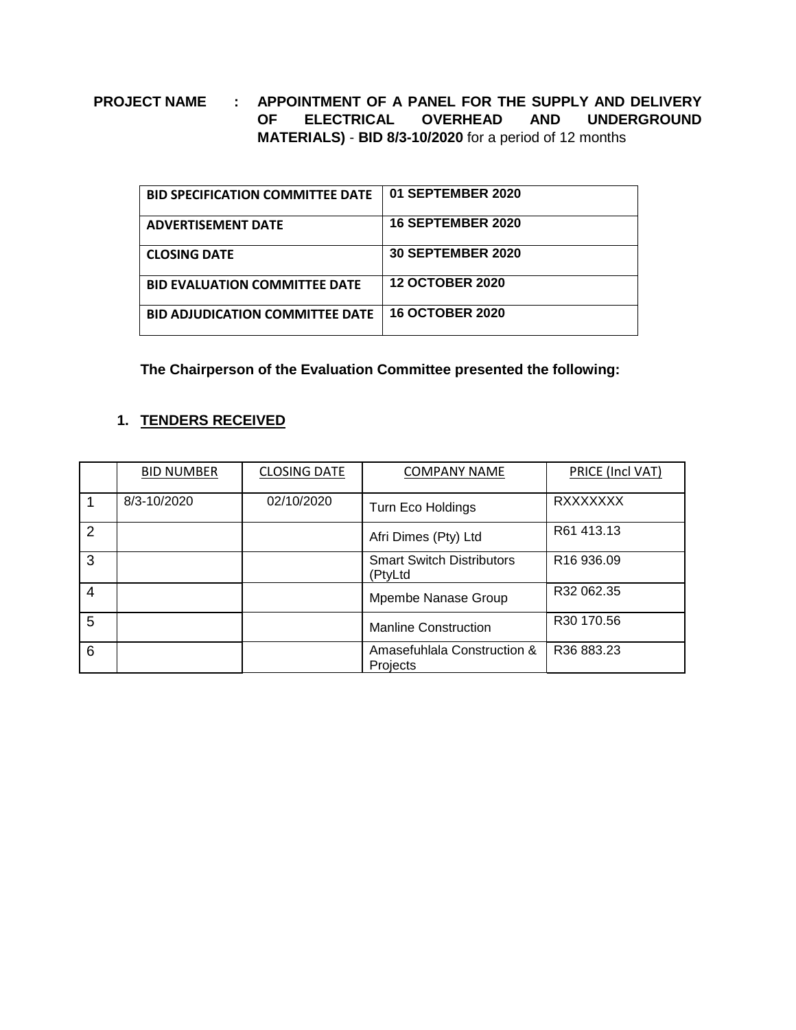**PROJECT NAME : APPOINTMENT OF A PANEL FOR THE SUPPLY AND DELIVERY OF ELECTRICAL OVERHEAD AND UNDERGROUND MATERIALS) - BID 8/3-10/2020** for a period of 12 months

| | |
|---|---|
| **BID SPECIFICATION COMMITTEE DATE** | **01 SEPTEMBER 2020** |
| **ADVERTISEMENT DATE** | **16 SEPTEMBER 2020** |
| **CLOSING DATE** | **30 SEPTEMBER 2020** |
| **BID EVALUATION COMMITTEE DATE** | **12 OCTOBER 2020** |
| **BID ADJUDICATION COMMITTEE DATE** | **16 OCTOBER 2020** |

**The Chairperson of the Evaluation Committee presented the following:**

1. **TENDERS RECEIVED**

| | BID NUMBER | CLOSING DATE | COMPANY NAME | PRICE (Incl VAT) |
|---|---|---|---|---|
| 1 | 8/3-10/2020 | 02/10/2020 | Turn Eco Holdings | RXXXXXXX |
| 2 | | | Afri Dimes (Pty) Ltd | R61 413.13 |
| 3 | | | Smart Switch Distributors (PtyLtd | R16 936.09 |
| 4 | | | Mpembe Nanase Group | R32 062.35 |
| 5 | | | Manline Construction | R30 170.56 |
| 6 | | | Amasefuhlala Construction & Projects | R36 883.23 |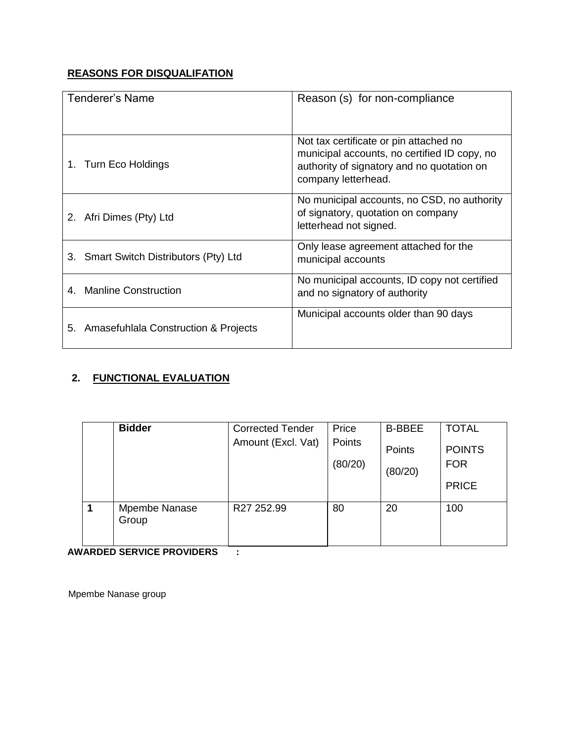**REASONS FOR DISQUALIFATION**

| Tenderer's Name | Reason (s) for non-compliance |
|---|---|
| 1. Turn Eco Holdings | Not tax certificate or pin attached no municipal accounts, no certified ID copy, no authority of signatory and no quotation on company letterhead. |
| 2. Afri Dimes (Pty) Ltd | No municipal accounts, no CSD, no authority of signatory, quotation on company letterhead not signed. |
| 3. Smart Switch Distributors (Pty) Ltd | Only lease agreement attached for the municipal accounts |
| 4. Manline Construction | No municipal accounts, ID copy not certified and no signatory of authority |
| 5. Amasefuhlala Construction & Projects | Municipal accounts older than 90 days |

## 2. FUNCTIONAL EVALUATION

| | **Bidder** | Corrected Tender Amount (Excl. Vat) | Price Points (80/20) | B-BBEE Points (80/20) | TOTAL POINTS FOR PRICE |
|---|---|---|---|---|---|
| **1** | Mpembe Nanase Group | R27 252.99 | 80 | 20 | 100 |

**AWARDED SERVICE PROVIDERS :**

Mpembe Nanase group